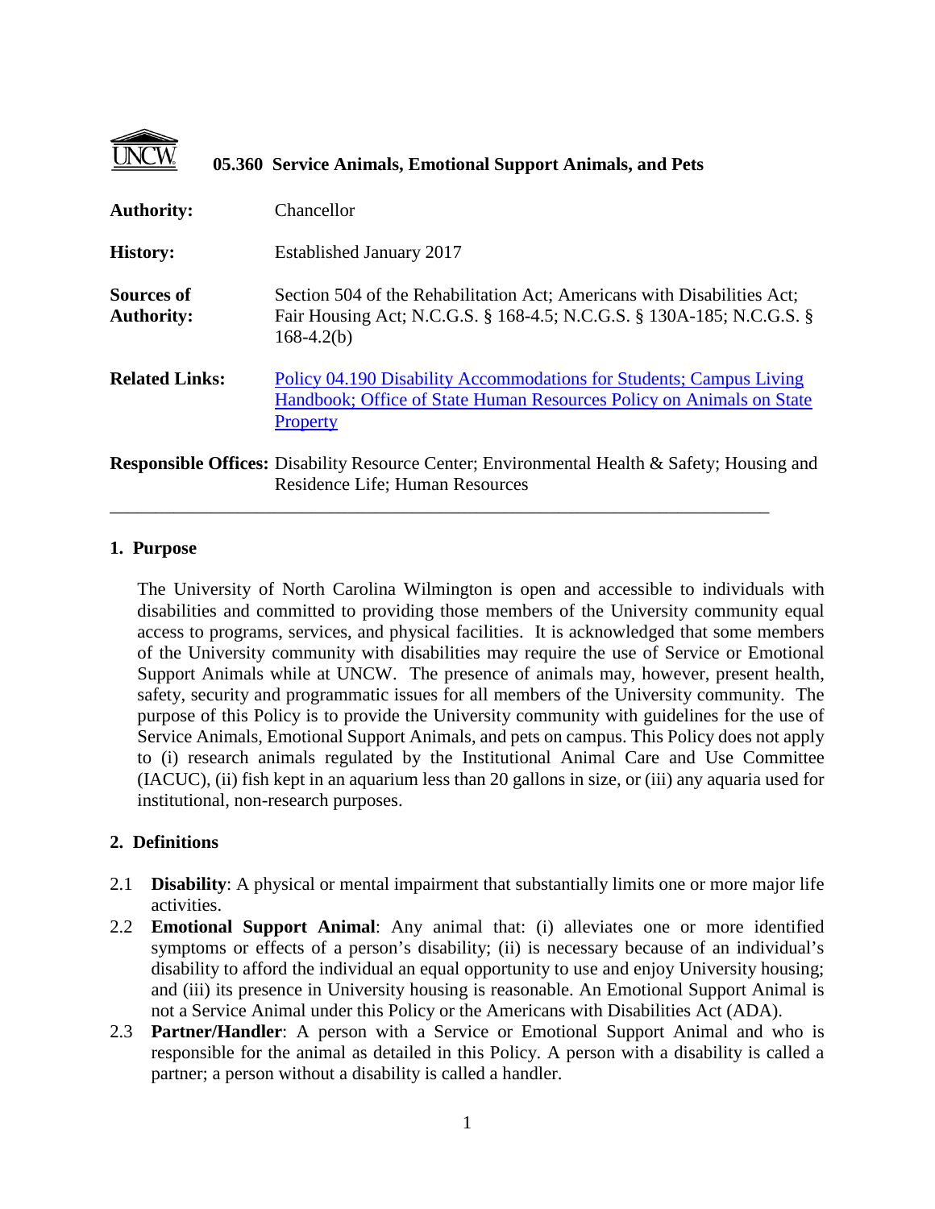# 05.360 Service Animals, Emotional Support Animals, and Pets

**Authority:** Chancellor

**History:** Established January 2017

**Sources of Authority:** Section 504 of the Rehabilitation Act; Americans with Disabilities Act; Fair Housing Act; N.C.G.S. § 168-4.5; N.C.G.S. § 130A-185; N.C.G.S. § 168-4.2(b)

**Related Links:** Policy 04.190 Disability Accommodations for Students; Campus Living Handbook; Office of State Human Resources Policy on Animals on State Property

**Responsible Offices:** Disability Resource Center; Environmental Health & Safety; Housing and Residence Life; Human Resources

---

## 1. Purpose

The University of North Carolina Wilmington is open and accessible to individuals with disabilities and committed to providing those members of the University community equal access to programs, services, and physical facilities. It is acknowledged that some members of the University community with disabilities may require the use of Service or Emotional Support Animals while at UNCW. The presence of animals may, however, present health, safety, security and programmatic issues for all members of the University community. The purpose of this Policy is to provide the University community with guidelines for the use of Service Animals, Emotional Support Animals, and pets on campus. This Policy does not apply to (i) research animals regulated by the Institutional Animal Care and Use Committee (IACUC), (ii) fish kept in an aquarium less than 20 gallons in size, or (iii) any aquaria used for institutional, non-research purposes.

## 2. Definitions

2.1 **Disability**: A physical or mental impairment that substantially limits one or more major life activities.

2.2 **Emotional Support Animal**: Any animal that: (i) alleviates one or more identified symptoms or effects of a person's disability; (ii) is necessary because of an individual's disability to afford the individual an equal opportunity to use and enjoy University housing; and (iii) its presence in University housing is reasonable. An Emotional Support Animal is not a Service Animal under this Policy or the Americans with Disabilities Act (ADA).

2.3 **Partner/Handler**: A person with a Service or Emotional Support Animal and who is responsible for the animal as detailed in this Policy. A person with a disability is called a partner; a person without a disability is called a handler.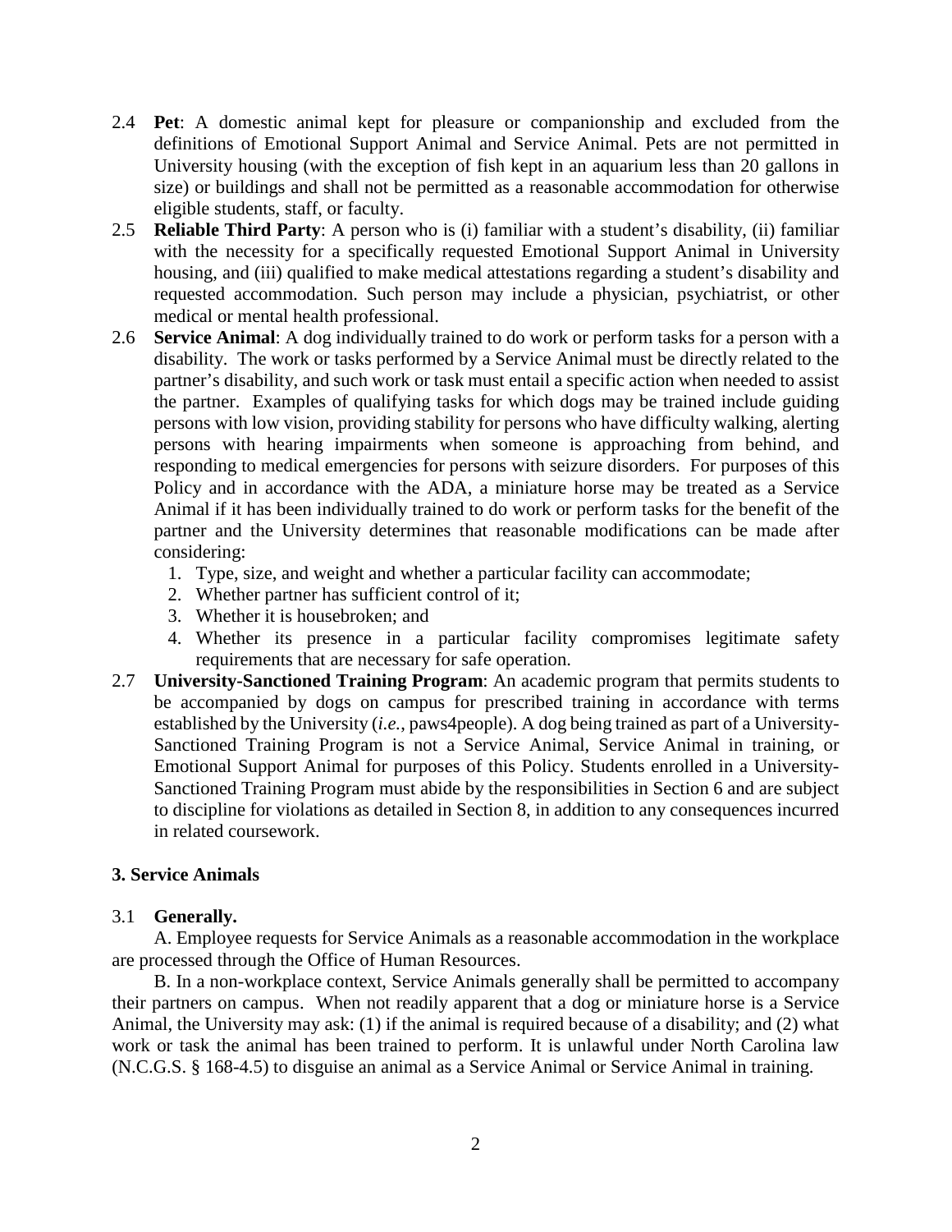2.4 **Pet**: A domestic animal kept for pleasure or companionship and excluded from the definitions of Emotional Support Animal and Service Animal. Pets are not permitted in University housing (with the exception of fish kept in an aquarium less than 20 gallons in size) or buildings and shall not be permitted as a reasonable accommodation for otherwise eligible students, staff, or faculty.

2.5 **Reliable Third Party**: A person who is (i) familiar with a student's disability, (ii) familiar with the necessity for a specifically requested Emotional Support Animal in University housing, and (iii) qualified to make medical attestations regarding a student's disability and requested accommodation. Such person may include a physician, psychiatrist, or other medical or mental health professional.

2.6 **Service Animal**: A dog individually trained to do work or perform tasks for a person with a disability. The work or tasks performed by a Service Animal must be directly related to the partner's disability, and such work or task must entail a specific action when needed to assist the partner. Examples of qualifying tasks for which dogs may be trained include guiding persons with low vision, providing stability for persons who have difficulty walking, alerting persons with hearing impairments when someone is approaching from behind, and responding to medical emergencies for persons with seizure disorders. For purposes of this Policy and in accordance with the ADA, a miniature horse may be treated as a Service Animal if it has been individually trained to do work or perform tasks for the benefit of the partner and the University determines that reasonable modifications can be made after considering:

1. Type, size, and weight and whether a particular facility can accommodate;
2. Whether partner has sufficient control of it;
3. Whether it is housebroken; and
4. Whether its presence in a particular facility compromises legitimate safety requirements that are necessary for safe operation.

2.7 **University-Sanctioned Training Program**: An academic program that permits students to be accompanied by dogs on campus for prescribed training in accordance with terms established by the University (*i.e.*, paws4people). A dog being trained as part of a University-Sanctioned Training Program is not a Service Animal, Service Animal in training, or Emotional Support Animal for purposes of this Policy. Students enrolled in a University-Sanctioned Training Program must abide by the responsibilities in Section 6 and are subject to discipline for violations as detailed in Section 8, in addition to any consequences incurred in related coursework.

## 3. Service Animals

3.1 **Generally.**

A. Employee requests for Service Animals as a reasonable accommodation in the workplace are processed through the Office of Human Resources.

B. In a non-workplace context, Service Animals generally shall be permitted to accompany their partners on campus. When not readily apparent that a dog or miniature horse is a Service Animal, the University may ask: (1) if the animal is required because of a disability; and (2) what work or task the animal has been trained to perform. It is unlawful under North Carolina law (N.C.G.S. § 168-4.5) to disguise an animal as a Service Animal or Service Animal in training.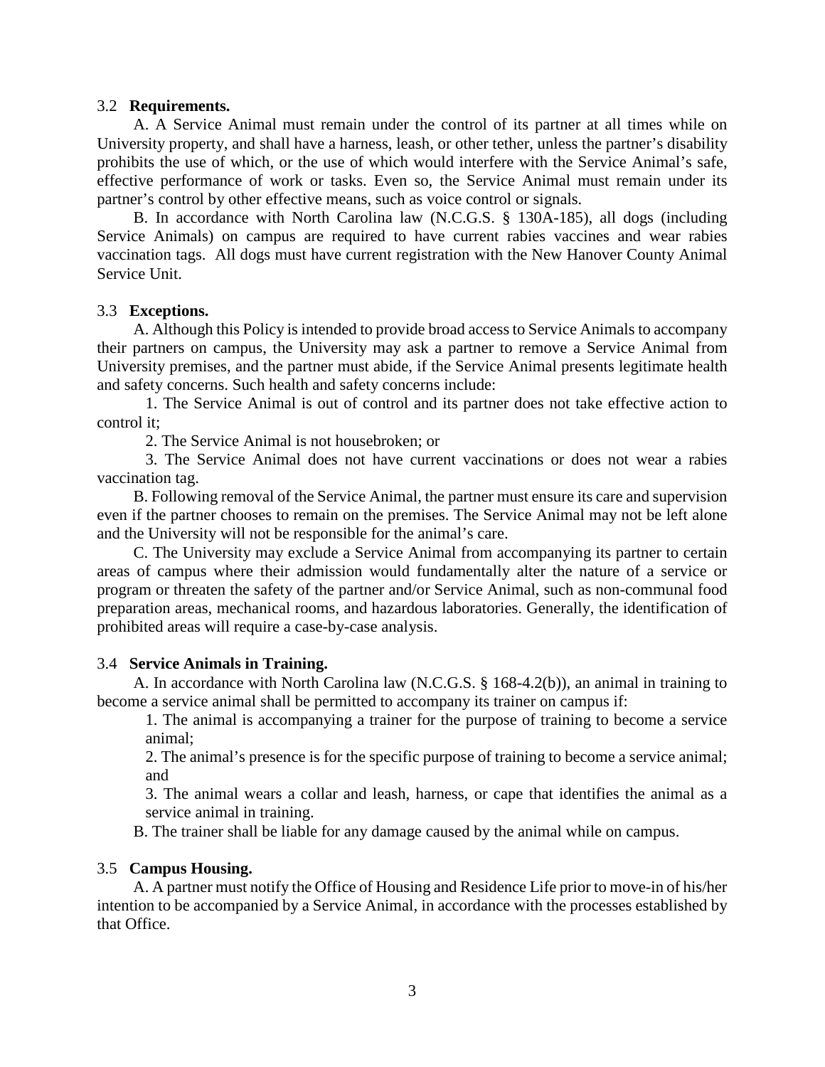3.2 **Requirements.**

A. A Service Animal must remain under the control of its partner at all times while on University property, and shall have a harness, leash, or other tether, unless the partner's disability prohibits the use of which, or the use of which would interfere with the Service Animal's safe, effective performance of work or tasks. Even so, the Service Animal must remain under its partner's control by other effective means, such as voice control or signals.

B. In accordance with North Carolina law (N.C.G.S. § 130A-185), all dogs (including Service Animals) on campus are required to have current rabies vaccines and wear rabies vaccination tags. All dogs must have current registration with the New Hanover County Animal Service Unit.

3.3 **Exceptions.**

A. Although this Policy is intended to provide broad access to Service Animals to accompany their partners on campus, the University may ask a partner to remove a Service Animal from University premises, and the partner must abide, if the Service Animal presents legitimate health and safety concerns. Such health and safety concerns include:

1. The Service Animal is out of control and its partner does not take effective action to control it;

2. The Service Animal is not housebroken; or

3. The Service Animal does not have current vaccinations or does not wear a rabies vaccination tag.

B. Following removal of the Service Animal, the partner must ensure its care and supervision even if the partner chooses to remain on the premises. The Service Animal may not be left alone and the University will not be responsible for the animal's care.

C. The University may exclude a Service Animal from accompanying its partner to certain areas of campus where their admission would fundamentally alter the nature of a service or program or threaten the safety of the partner and/or Service Animal, such as non-communal food preparation areas, mechanical rooms, and hazardous laboratories. Generally, the identification of prohibited areas will require a case-by-case analysis.

3.4 **Service Animals in Training.**

A. In accordance with North Carolina law (N.C.G.S. § 168-4.2(b)), an animal in training to become a service animal shall be permitted to accompany its trainer on campus if:

1. The animal is accompanying a trainer for the purpose of training to become a service animal;

2. The animal's presence is for the specific purpose of training to become a service animal; and

3. The animal wears a collar and leash, harness, or cape that identifies the animal as a service animal in training.

B. The trainer shall be liable for any damage caused by the animal while on campus.

3.5 **Campus Housing.**

A. A partner must notify the Office of Housing and Residence Life prior to move-in of his/her intention to be accompanied by a Service Animal, in accordance with the processes established by that Office.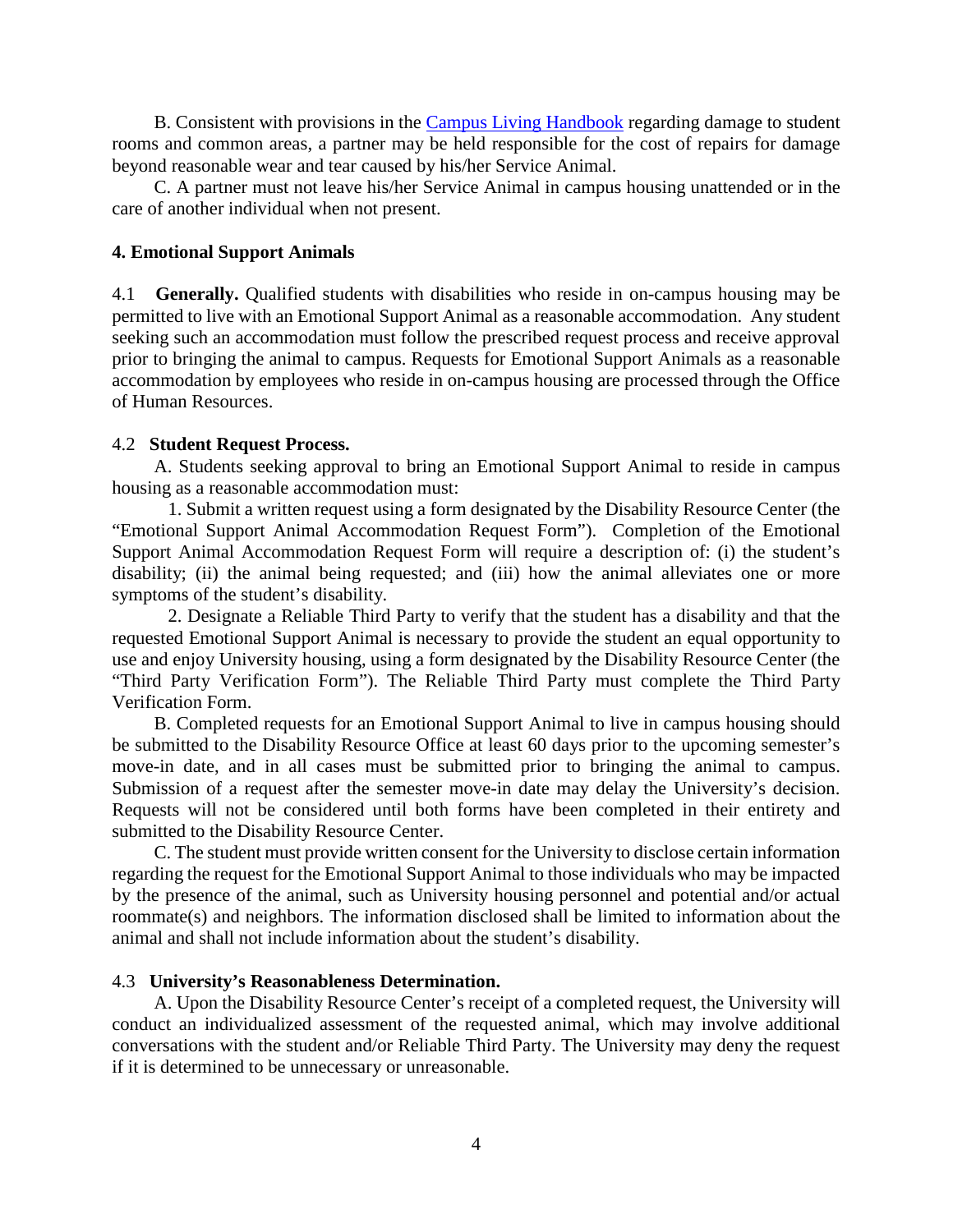B. Consistent with provisions in the [Campus Living Handbook]() regarding damage to student rooms and common areas, a partner may be held responsible for the cost of repairs for damage beyond reasonable wear and tear caused by his/her Service Animal.

C. A partner must not leave his/her Service Animal in campus housing unattended or in the care of another individual when not present.

**4. Emotional Support Animals**

4.1 **Generally.** Qualified students with disabilities who reside in on-campus housing may be permitted to live with an Emotional Support Animal as a reasonable accommodation. Any student seeking such an accommodation must follow the prescribed request process and receive approval prior to bringing the animal to campus. Requests for Emotional Support Animals as a reasonable accommodation by employees who reside in on-campus housing are processed through the Office of Human Resources.

4.2 **Student Request Process.**

A. Students seeking approval to bring an Emotional Support Animal to reside in campus housing as a reasonable accommodation must:

1. Submit a written request using a form designated by the Disability Resource Center (the "Emotional Support Animal Accommodation Request Form"). Completion of the Emotional Support Animal Accommodation Request Form will require a description of: (i) the student's disability; (ii) the animal being requested; and (iii) how the animal alleviates one or more symptoms of the student's disability.

2. Designate a Reliable Third Party to verify that the student has a disability and that the requested Emotional Support Animal is necessary to provide the student an equal opportunity to use and enjoy University housing, using a form designated by the Disability Resource Center (the "Third Party Verification Form"). The Reliable Third Party must complete the Third Party Verification Form.

B. Completed requests for an Emotional Support Animal to live in campus housing should be submitted to the Disability Resource Office at least 60 days prior to the upcoming semester's move-in date, and in all cases must be submitted prior to bringing the animal to campus. Submission of a request after the semester move-in date may delay the University's decision. Requests will not be considered until both forms have been completed in their entirety and submitted to the Disability Resource Center.

C. The student must provide written consent for the University to disclose certain information regarding the request for the Emotional Support Animal to those individuals who may be impacted by the presence of the animal, such as University housing personnel and potential and/or actual roommate(s) and neighbors. The information disclosed shall be limited to information about the animal and shall not include information about the student's disability.

4.3 **University's Reasonableness Determination.**

A. Upon the Disability Resource Center's receipt of a completed request, the University will conduct an individualized assessment of the requested animal, which may involve additional conversations with the student and/or Reliable Third Party. The University may deny the request if it is determined to be unnecessary or unreasonable.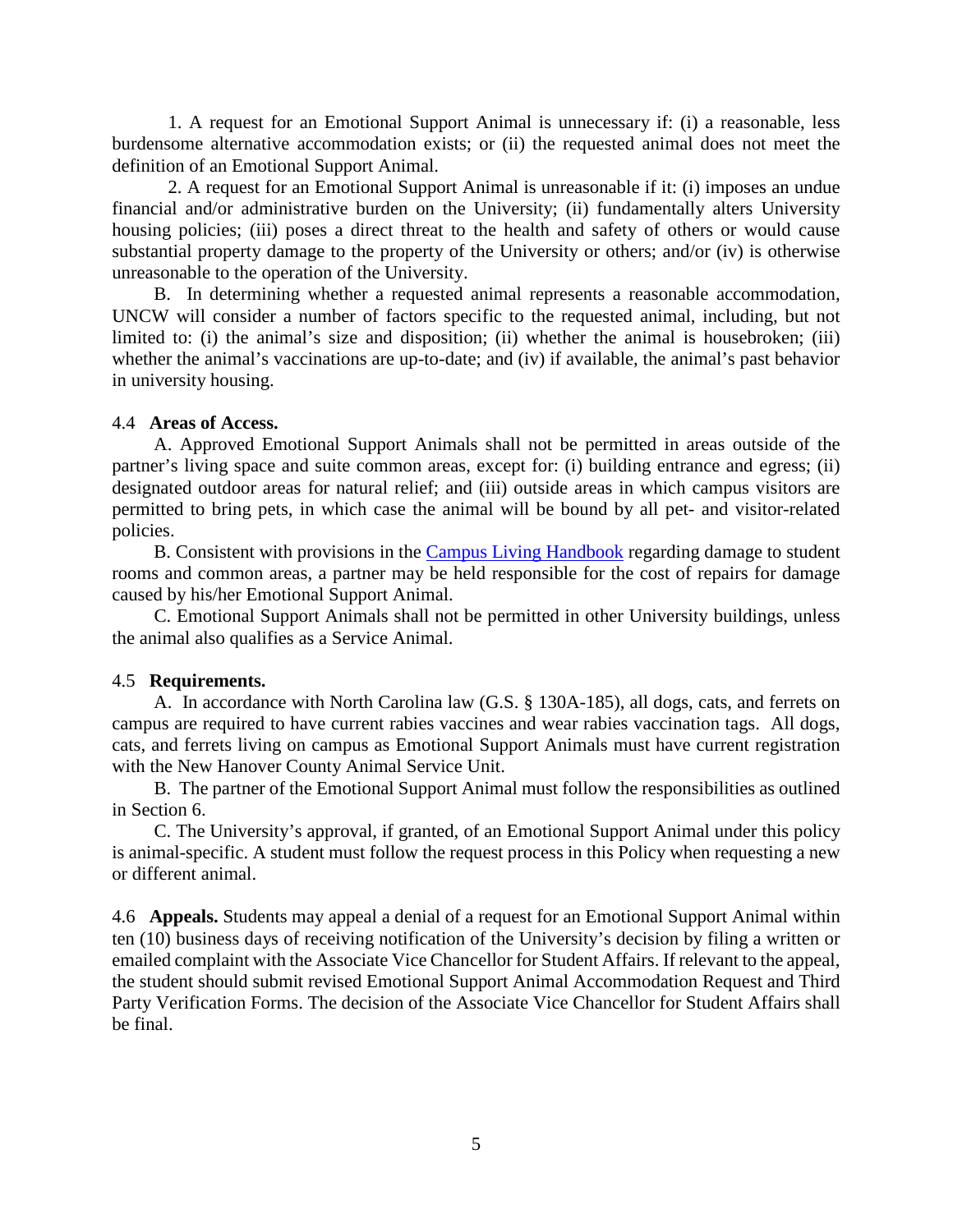1. A request for an Emotional Support Animal is unnecessary if: (i) a reasonable, less burdensome alternative accommodation exists; or (ii) the requested animal does not meet the definition of an Emotional Support Animal.

2. A request for an Emotional Support Animal is unreasonable if it: (i) imposes an undue financial and/or administrative burden on the University; (ii) fundamentally alters University housing policies; (iii) poses a direct threat to the health and safety of others or would cause substantial property damage to the property of the University or others; and/or (iv) is otherwise unreasonable to the operation of the University.

B. In determining whether a requested animal represents a reasonable accommodation, UNCW will consider a number of factors specific to the requested animal, including, but not limited to: (i) the animal's size and disposition; (ii) whether the animal is housebroken; (iii) whether the animal's vaccinations are up-to-date; and (iv) if available, the animal's past behavior in university housing.

4.4 **Areas of Access.**

A. Approved Emotional Support Animals shall not be permitted in areas outside of the partner's living space and suite common areas, except for: (i) building entrance and egress; (ii) designated outdoor areas for natural relief; and (iii) outside areas in which campus visitors are permitted to bring pets, in which case the animal will be bound by all pet- and visitor-related policies.

B. Consistent with provisions in the Campus Living Handbook regarding damage to student rooms and common areas, a partner may be held responsible for the cost of repairs for damage caused by his/her Emotional Support Animal.

C. Emotional Support Animals shall not be permitted in other University buildings, unless the animal also qualifies as a Service Animal.

4.5 **Requirements.**

A. In accordance with North Carolina law (G.S. § 130A-185), all dogs, cats, and ferrets on campus are required to have current rabies vaccines and wear rabies vaccination tags. All dogs, cats, and ferrets living on campus as Emotional Support Animals must have current registration with the New Hanover County Animal Service Unit.

B. The partner of the Emotional Support Animal must follow the responsibilities as outlined in Section 6.

C. The University's approval, if granted, of an Emotional Support Animal under this policy is animal-specific. A student must follow the request process in this Policy when requesting a new or different animal.

4.6 **Appeals.** Students may appeal a denial of a request for an Emotional Support Animal within ten (10) business days of receiving notification of the University's decision by filing a written or emailed complaint with the Associate Vice Chancellor for Student Affairs. If relevant to the appeal, the student should submit revised Emotional Support Animal Accommodation Request and Third Party Verification Forms. The decision of the Associate Vice Chancellor for Student Affairs shall be final.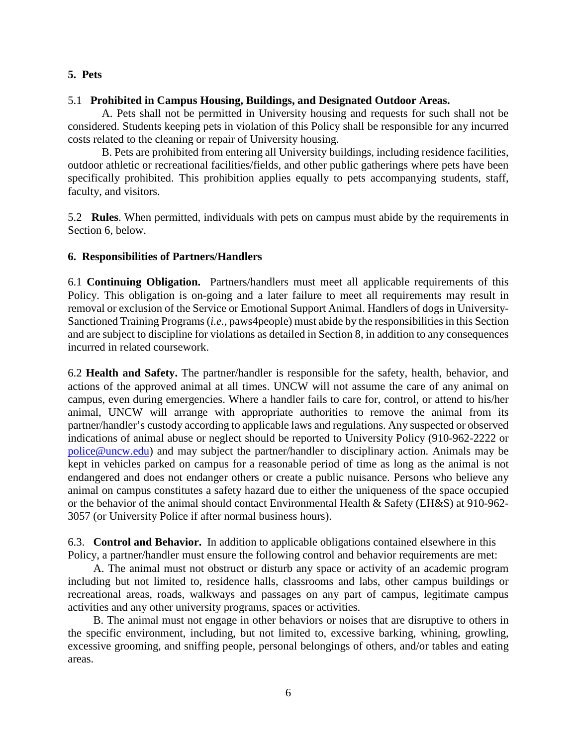## 5. Pets

5.1 **Prohibited in Campus Housing, Buildings, and Designated Outdoor Areas.**

A. Pets shall not be permitted in University housing and requests for such shall not be considered. Students keeping pets in violation of this Policy shall be responsible for any incurred costs related to the cleaning or repair of University housing.

B. Pets are prohibited from entering all University buildings, including residence facilities, outdoor athletic or recreational facilities/fields, and other public gatherings where pets have been specifically prohibited. This prohibition applies equally to pets accompanying students, staff, faculty, and visitors.

5.2 **Rules**. When permitted, individuals with pets on campus must abide by the requirements in Section 6, below.

## 6. Responsibilities of Partners/Handlers

6.1 **Continuing Obligation.** Partners/handlers must meet all applicable requirements of this Policy. This obligation is on-going and a later failure to meet all requirements may result in removal or exclusion of the Service or Emotional Support Animal. Handlers of dogs in University-Sanctioned Training Programs (*i.e.*, paws4people) must abide by the responsibilities in this Section and are subject to discipline for violations as detailed in Section 8, in addition to any consequences incurred in related coursework.

6.2 **Health and Safety.** The partner/handler is responsible for the safety, health, behavior, and actions of the approved animal at all times. UNCW will not assume the care of any animal on campus, even during emergencies. Where a handler fails to care for, control, or attend to his/her animal, UNCW will arrange with appropriate authorities to remove the animal from its partner/handler's custody according to applicable laws and regulations. Any suspected or observed indications of animal abuse or neglect should be reported to University Policy (910-962-2222 or police@uncw.edu) and may subject the partner/handler to disciplinary action. Animals may be kept in vehicles parked on campus for a reasonable period of time as long as the animal is not endangered and does not endanger others or create a public nuisance. Persons who believe any animal on campus constitutes a safety hazard due to either the uniqueness of the space occupied or the behavior of the animal should contact Environmental Health & Safety (EH&S) at 910-962-3057 (or University Police if after normal business hours).

6.3. **Control and Behavior.** In addition to applicable obligations contained elsewhere in this Policy, a partner/handler must ensure the following control and behavior requirements are met:

A. The animal must not obstruct or disturb any space or activity of an academic program including but not limited to, residence halls, classrooms and labs, other campus buildings or recreational areas, roads, walkways and passages on any part of campus, legitimate campus activities and any other university programs, spaces or activities.

B. The animal must not engage in other behaviors or noises that are disruptive to others in the specific environment, including, but not limited to, excessive barking, whining, growling, excessive grooming, and sniffing people, personal belongings of others, and/or tables and eating areas.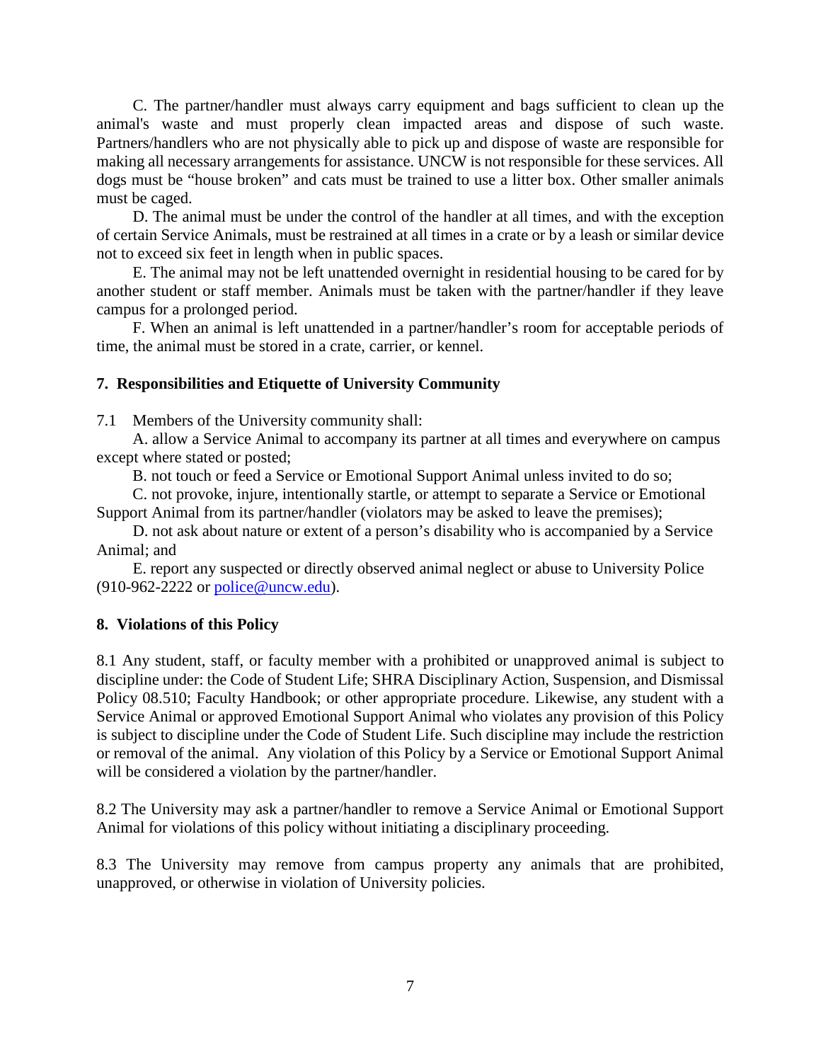C. The partner/handler must always carry equipment and bags sufficient to clean up the animal's waste and must properly clean impacted areas and dispose of such waste. Partners/handlers who are not physically able to pick up and dispose of waste are responsible for making all necessary arrangements for assistance. UNCW is not responsible for these services. All dogs must be "house broken" and cats must be trained to use a litter box. Other smaller animals must be caged.

D. The animal must be under the control of the handler at all times, and with the exception of certain Service Animals, must be restrained at all times in a crate or by a leash or similar device not to exceed six feet in length when in public spaces.

E. The animal may not be left unattended overnight in residential housing to be cared for by another student or staff member. Animals must be taken with the partner/handler if they leave campus for a prolonged period.

F. When an animal is left unattended in a partner/handler's room for acceptable periods of time, the animal must be stored in a crate, carrier, or kennel.

**7. Responsibilities and Etiquette of University Community**

7.1 Members of the University community shall:

A. allow a Service Animal to accompany its partner at all times and everywhere on campus except where stated or posted;

B. not touch or feed a Service or Emotional Support Animal unless invited to do so;

C. not provoke, injure, intentionally startle, or attempt to separate a Service or Emotional Support Animal from its partner/handler (violators may be asked to leave the premises);

D. not ask about nature or extent of a person's disability who is accompanied by a Service Animal; and

E. report any suspected or directly observed animal neglect or abuse to University Police (910-962-2222 or police@uncw.edu).

**8. Violations of this Policy**

8.1 Any student, staff, or faculty member with a prohibited or unapproved animal is subject to discipline under: the Code of Student Life; SHRA Disciplinary Action, Suspension, and Dismissal Policy 08.510; Faculty Handbook; or other appropriate procedure. Likewise, any student with a Service Animal or approved Emotional Support Animal who violates any provision of this Policy is subject to discipline under the Code of Student Life. Such discipline may include the restriction or removal of the animal. Any violation of this Policy by a Service or Emotional Support Animal will be considered a violation by the partner/handler.

8.2 The University may ask a partner/handler to remove a Service Animal or Emotional Support Animal for violations of this policy without initiating a disciplinary proceeding.

8.3 The University may remove from campus property any animals that are prohibited, unapproved, or otherwise in violation of University policies.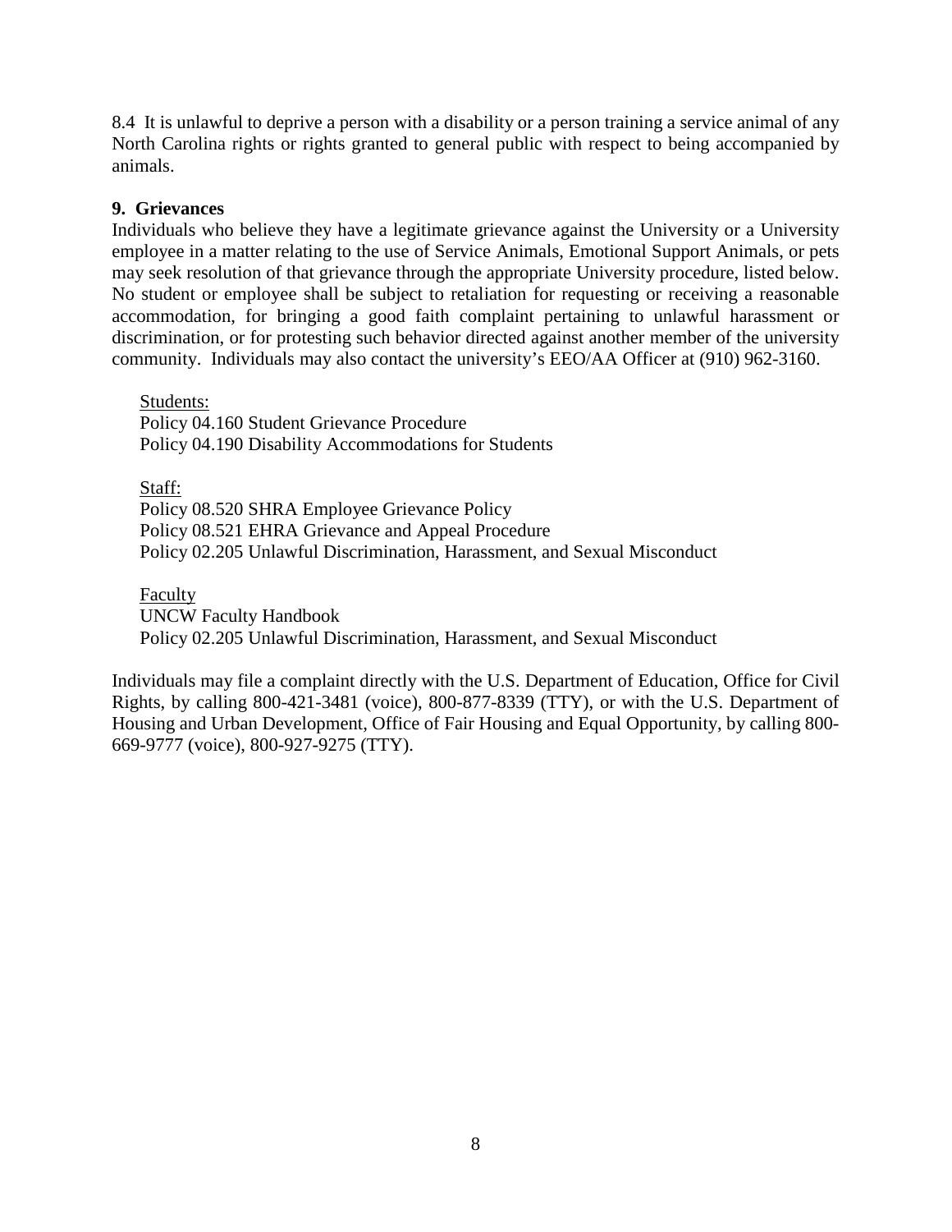8.4 It is unlawful to deprive a person with a disability or a person training a service animal of any North Carolina rights or rights granted to general public with respect to being accompanied by animals.

**9. Grievances**

Individuals who believe they have a legitimate grievance against the University or a University employee in a matter relating to the use of Service Animals, Emotional Support Animals, or pets may seek resolution of that grievance through the appropriate University procedure, listed below. No student or employee shall be subject to retaliation for requesting or receiving a reasonable accommodation, for bringing a good faith complaint pertaining to unlawful harassment or discrimination, or for protesting such behavior directed against another member of the university community. Individuals may also contact the university's EEO/AA Officer at (910) 962-3160.

<u>Students:</u>
Policy 04.160 Student Grievance Procedure
Policy 04.190 Disability Accommodations for Students

<u>Staff:</u>
Policy 08.520 SHRA Employee Grievance Policy
Policy 08.521 EHRA Grievance and Appeal Procedure
Policy 02.205 Unlawful Discrimination, Harassment, and Sexual Misconduct

<u>Faculty</u>
UNCW Faculty Handbook
Policy 02.205 Unlawful Discrimination, Harassment, and Sexual Misconduct

Individuals may file a complaint directly with the U.S. Department of Education, Office for Civil Rights, by calling 800-421-3481 (voice), 800-877-8339 (TTY), or with the U.S. Department of Housing and Urban Development, Office of Fair Housing and Equal Opportunity, by calling 800-669-9777 (voice), 800-927-9275 (TTY).